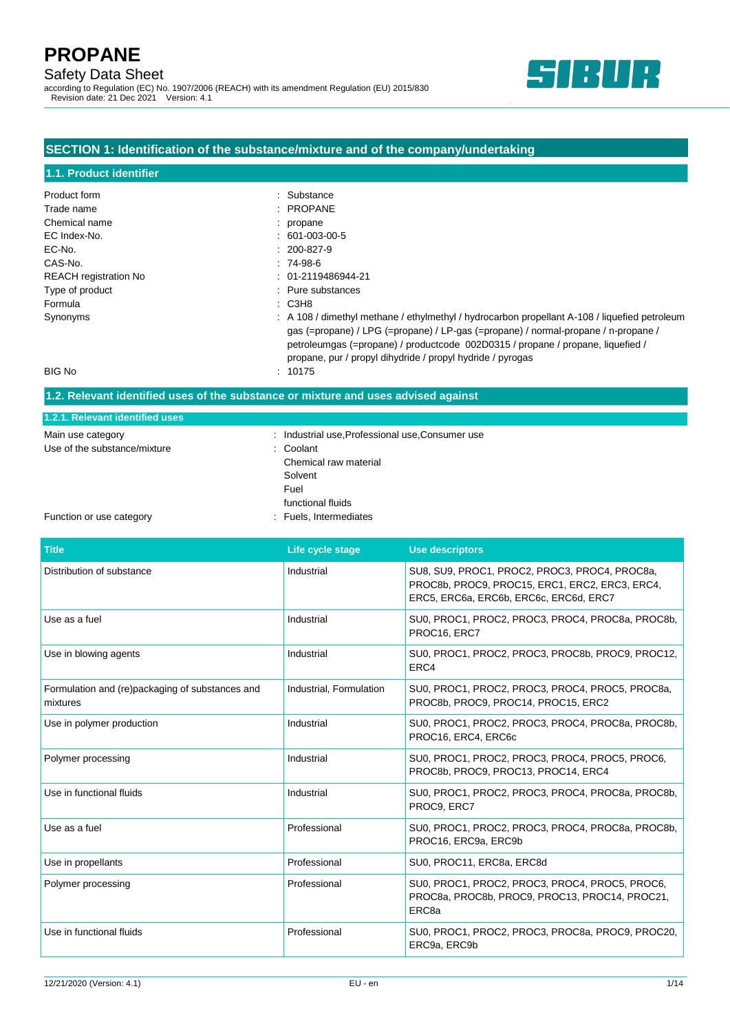# PROPANE

Safety Data Sheet

according to Regulation (EC) No. 1907/2006 (REACH) with its amendment Regulation (EU) 2015/830

Revision date: 21 Dec 2021 Version: 4.1

## SECTION 1: Identification of the substance/mixture and of the company/undertaking

### 1.1. Product identifier

| | |
|---|---|
| Product form | : Substance |
| Trade name | : PROPANE |
| Chemical name | : propane |
| EC Index-No. | : 601-003-00-5 |
| EC-No. | : 200-827-9 |
| CAS-No. | : 74-98-6 |
| REACH registration No | : 01-2119486944-21 |
| Type of product | : Pure substances |
| Formula | : C3H8 |
| Synonyms | : A 108 / dimethyl methane / ethylmethyl / hydrocarbon propellant A-108 / liquefied petroleum gas (=propane) / LPG (=propane) / LP-gas (=propane) / normal-propane / n-propane / petroleumgas (=propane) / productcode 002D0315 / propane / propane, liquefied / propane, pur / propyl dihydride / propyl hydride / pyrogas |
| BIG No | : 10175 |

### 1.2. Relevant identified uses of the substance or mixture and uses advised against

#### 1.2.1. Relevant identified uses

| | |
|---|---|
| Main use category | : Industrial use,Professional use,Consumer use |
| Use of the substance/mixture | : Coolant<br>Chemical raw material<br>Solvent<br>Fuel<br>functional fluids |
| Function or use category | : Fuels, Intermediates |

| Title | Life cycle stage | Use descriptors |
|---|---|---|
| Distribution of substance | Industrial | SU8, SU9, PROC1, PROC2, PROC3, PROC4, PROC8a, PROC8b, PROC9, PROC15, ERC1, ERC2, ERC3, ERC4, ERC5, ERC6a, ERC6b, ERC6c, ERC6d, ERC7 |
| Use as a fuel | Industrial | SU0, PROC1, PROC2, PROC3, PROC4, PROC8a, PROC8b, PROC16, ERC7 |
| Use in blowing agents | Industrial | SU0, PROC1, PROC2, PROC3, PROC8b, PROC9, PROC12, ERC4 |
| Formulation and (re)packaging of substances and mixtures | Industrial, Formulation | SU0, PROC1, PROC2, PROC3, PROC4, PROC5, PROC8a, PROC8b, PROC9, PROC14, PROC15, ERC2 |
| Use in polymer production | Industrial | SU0, PROC1, PROC2, PROC3, PROC4, PROC8a, PROC8b, PROC16, ERC4, ERC6c |
| Polymer processing | Industrial | SU0, PROC1, PROC2, PROC3, PROC4, PROC5, PROC6, PROC8b, PROC9, PROC13, PROC14, ERC4 |
| Use in functional fluids | Industrial | SU0, PROC1, PROC2, PROC3, PROC4, PROC8a, PROC8b, PROC9, ERC7 |
| Use as a fuel | Professional | SU0, PROC1, PROC2, PROC3, PROC4, PROC8a, PROC8b, PROC16, ERC9a, ERC9b |
| Use in propellants | Professional | SU0, PROC11, ERC8a, ERC8d |
| Polymer processing | Professional | SU0, PROC1, PROC2, PROC3, PROC4, PROC5, PROC6, PROC8a, PROC8b, PROC9, PROC13, PROC14, PROC21, ERC8a |
| Use in functional fluids | Professional | SU0, PROC1, PROC2, PROC3, PROC8a, PROC9, PROC20, ERC9a, ERC9b |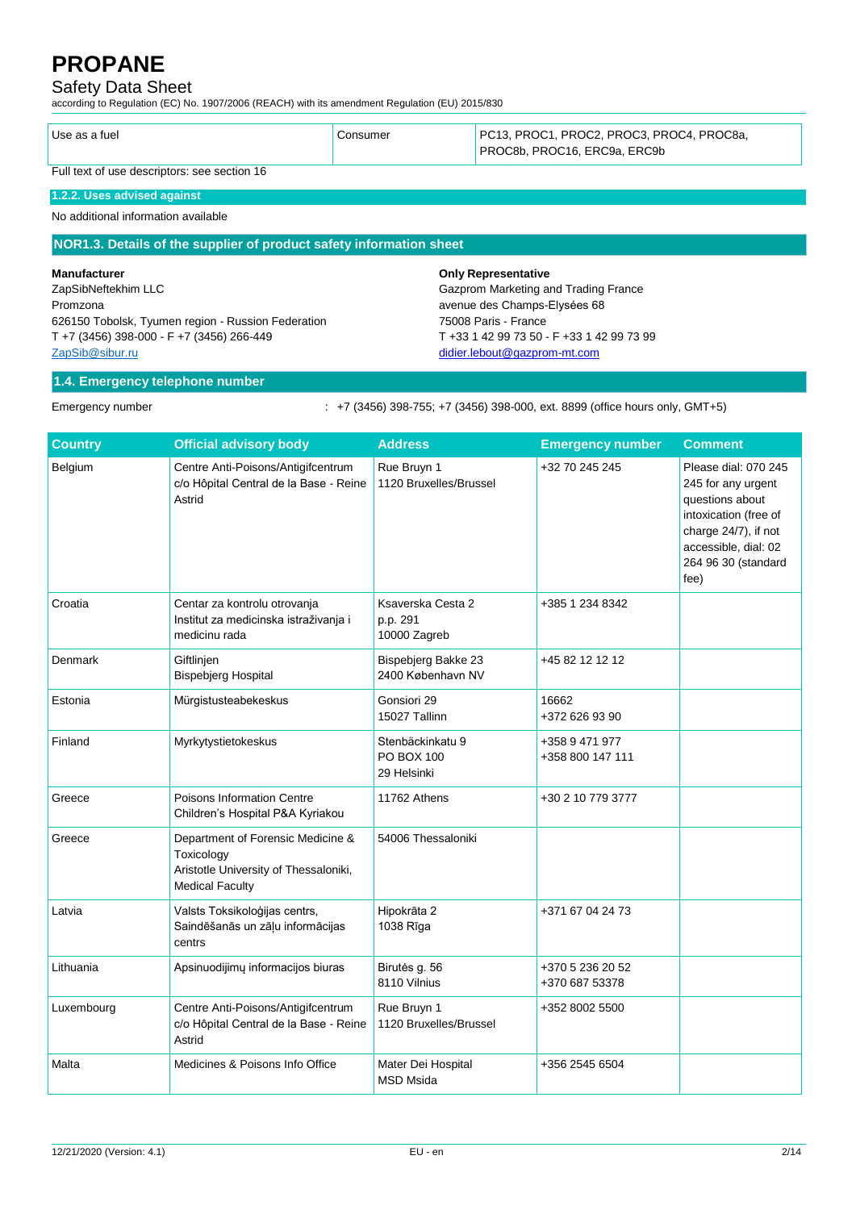# PROPANE

## Safety Data Sheet

according to Regulation (EC) No. 1907/2006 (REACH) with its amendment Regulation (EU) 2015/830

| Use as a fuel | Consumer | PC13, PROC1, PROC2, PROC3, PROC4, PROC8a, PROC8b, PROC16, ERC9a, ERC9b |
|---|---|---|

Full text of use descriptors: see section 16

### 1.2.2. Uses advised against

No additional information available

### NOR1.3. Details of the supplier of product safety information sheet

**Manufacturer**
ZapSibNeftekhim LLC
Promzona
626150 Tobolsk, Tyumen region - Russion Federation
T +7 (3456) 398-000 - F +7 (3456) 266-449
ZapSib@sibur.ru

**Only Representative**
Gazprom Marketing and Trading France
avenue des Champs-Elysées 68
75008 Paris - France
T +33 1 42 99 73 50 - F +33 1 42 99 73 99
didier.lebout@gazprom-mt.com

### 1.4. Emergency telephone number

Emergency number : +7 (3456) 398-755; +7 (3456) 398-000, ext. 8899 (office hours only, GMT+5)

| Country | Official advisory body | Address | Emergency number | Comment |
|---|---|---|---|---|
| Belgium | Centre Anti-Poisons/Antigifcentrum c/o Hôpital Central de la Base - Reine Astrid | Rue Bruyn 1 1120 Bruxelles/Brussel | +32 70 245 245 | Please dial: 070 245 245 for any urgent questions about intoxication (free of charge 24/7), if not accessible, dial: 02 264 96 30 (standard fee) |
| Croatia | Centar za kontrolu otrovanja Institut za medicinska istraživanja i medicinu rada | Ksaverska Cesta 2 p.p. 291 10000 Zagreb | +385 1 234 8342 | |
| Denmark | Giftlinjen Bispebjerg Hospital | Bispebjerg Bakke 23 2400 København NV | +45 82 12 12 12 | |
| Estonia | Mürgistusteabekeskus | Gonsiori 29 15027 Tallinn | 16662 +372 626 93 90 | |
| Finland | Myrkytystietokeskus | Stenbäckinkatu 9 PO BOX 100 29 Helsinki | +358 9 471 977 +358 800 147 111 | |
| Greece | Poisons Information Centre Children's Hospital P&A Kyriakou | 11762 Athens | +30 2 10 779 3777 | |
| Greece | Department of Forensic Medicine & Toxicology Aristotle University of Thessaloniki, Medical Faculty | 54006 Thessaloniki | | |
| Latvia | Valsts Toksikoloģijas centrs, Saindēšanās un zāļu informācijas centrs | Hipokrāta 2 1038 Rīga | +371 67 04 24 73 | |
| Lithuania | Apsinuodijimų informacijos biuras | Birutės g. 56 8110 Vilnius | +370 5 236 20 52 +370 687 53378 | |
| Luxembourg | Centre Anti-Poisons/Antigifcentrum c/o Hôpital Central de la Base - Reine Astrid | Rue Bruyn 1 1120 Bruxelles/Brussel | +352 8002 5500 | |
| Malta | Medicines & Poisons Info Office | Mater Dei Hospital MSD Msida | +356 2545 6504 | |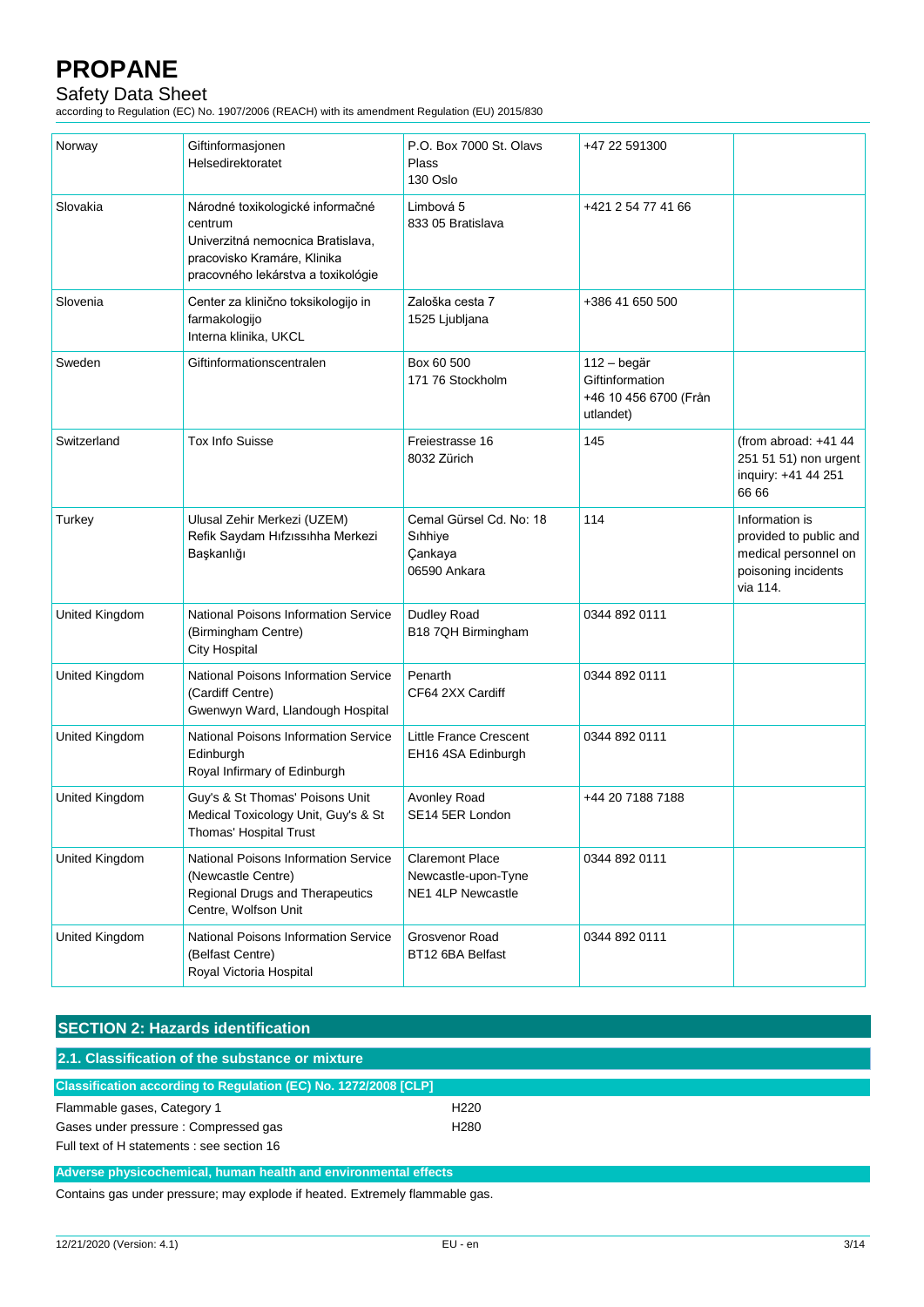| Norway | Giftinformasjonen Helsedirektoratet | P.O. Box 7000 St. Olavs Plass 130 Oslo | +47 22 591300 | |
|---|---|---|---|---|
| Slovakia | Národné toxikologické informačné centrum Univerzitná nemocnica Bratislava, pracovisko Kramáre, Klinika pracovného lekárstva a toxikológie | Limbová 5 833 05 Bratislava | +421 2 54 77 41 66 | |
| Slovenia | Center za klinično toksikologijo in farmakologijo Interna klinika, UKCL | Zaloška cesta 7 1525 Ljubljana | +386 41 650 500 | |
| Sweden | Giftinformationscentralen | Box 60 500 171 76 Stockholm | 112 – begär Giftinformation +46 10 456 6700 (Från utlandet) | |
| Switzerland | Tox Info Suisse | Freiestrasse 16 8032 Zürich | 145 | (from abroad: +41 44 251 51 51) non urgent inquiry: +41 44 251 66 66 |
| Turkey | Ulusal Zehir Merkezi (UZEM) Refik Saydam Hıfzıssıhha Merkezi Başkanlığı | Cemal Gürsel Cd. No: 18 Sıhhiye Çankaya 06590 Ankara | 114 | Information is provided to public and medical personnel on poisoning incidents via 114. |
| United Kingdom | National Poisons Information Service (Birmingham Centre) City Hospital | Dudley Road B18 7QH Birmingham | 0344 892 0111 | |
| United Kingdom | National Poisons Information Service (Cardiff Centre) Gwenwyn Ward, Llandough Hospital | Penarth CF64 2XX Cardiff | 0344 892 0111 | |
| United Kingdom | National Poisons Information Service Edinburgh Royal Infirmary of Edinburgh | Little France Crescent EH16 4SA Edinburgh | 0344 892 0111 | |
| United Kingdom | Guy's & St Thomas' Poisons Unit Medical Toxicology Unit, Guy's & St Thomas' Hospital Trust | Avonley Road SE14 5ER London | +44 20 7188 7188 | |
| United Kingdom | National Poisons Information Service (Newcastle Centre) Regional Drugs and Therapeutics Centre, Wolfson Unit | Claremont Place Newcastle-upon-Tyne NE1 4LP Newcastle | 0344 892 0111 | |
| United Kingdom | National Poisons Information Service (Belfast Centre) Royal Victoria Hospital | Grosvenor Road BT12 6BA Belfast | 0344 892 0111 | |

## SECTION 2: Hazards identification

### 2.1. Classification of the substance or mixture

**Classification according to Regulation (EC) No. 1272/2008 [CLP]**

| | |
|---|---|
| Flammable gases, Category 1 | H220 |
| Gases under pressure : Compressed gas | H280 |

Full text of H statements : see section 16

**Adverse physicochemical, human health and environmental effects**

Contains gas under pressure; may explode if heated. Extremely flammable gas.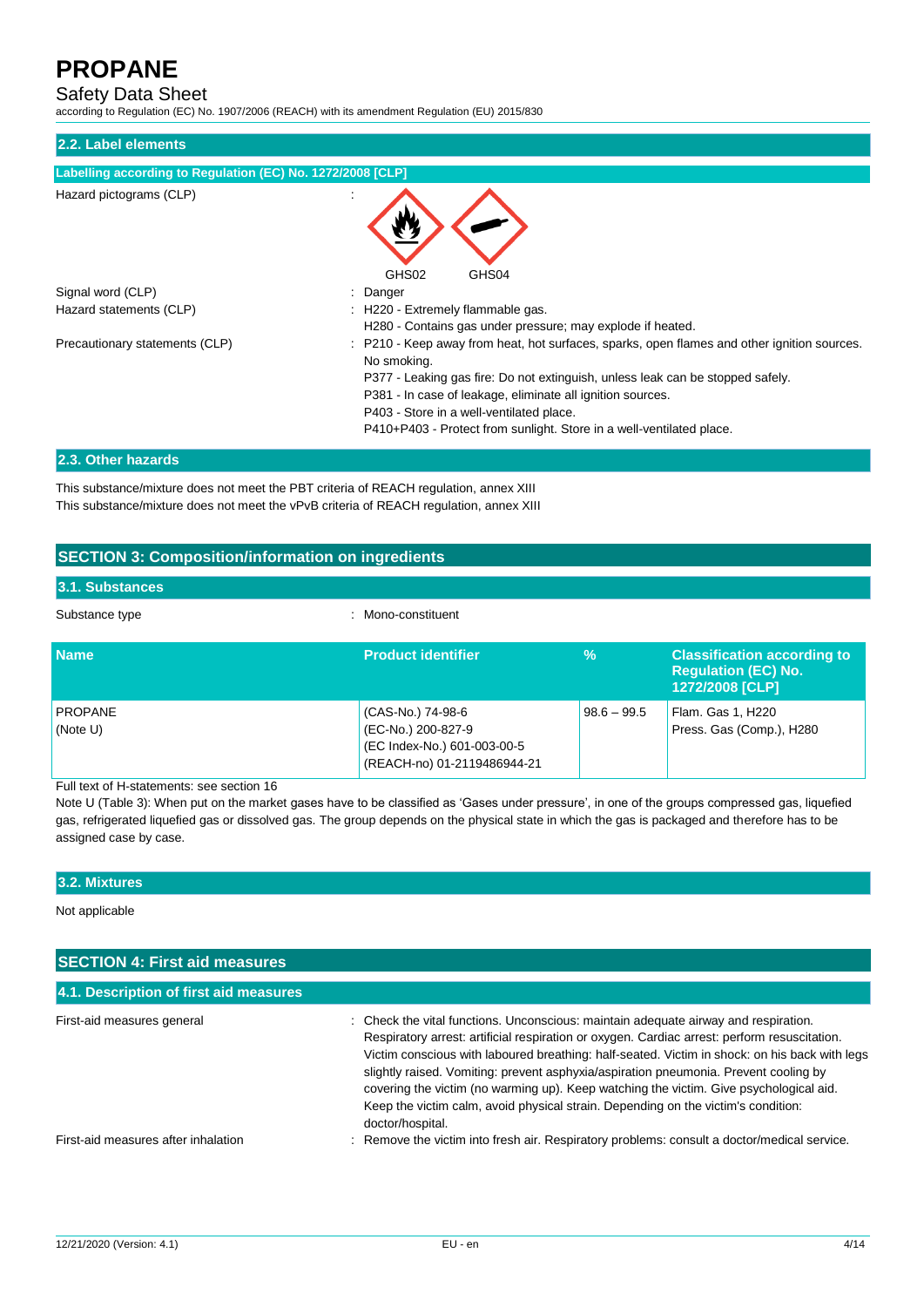## 2.2. Label elements

### Labelling according to Regulation (EC) No. 1272/2008 [CLP]

Hazard pictograms (CLP) :

GHS02 GHS04

Signal word (CLP) : Danger

Hazard statements (CLP) : H220 - Extremely flammable gas.
H280 - Contains gas under pressure; may explode if heated.

Precautionary statements (CLP) : P210 - Keep away from heat, hot surfaces, sparks, open flames and other ignition sources. No smoking.
P377 - Leaking gas fire: Do not extinguish, unless leak can be stopped safely.
P381 - In case of leakage, eliminate all ignition sources.
P403 - Store in a well-ventilated place.
P410+P403 - Protect from sunlight. Store in a well-ventilated place.

## 2.3. Other hazards

This substance/mixture does not meet the PBT criteria of REACH regulation, annex XIII
This substance/mixture does not meet the vPvB criteria of REACH regulation, annex XIII

# SECTION 3: Composition/information on ingredients

## 3.1. Substances

Substance type : Mono-constituent

| Name | Product identifier | % | Classification according to Regulation (EC) No. 1272/2008 [CLP] |
|---|---|---|---|
| PROPANE<br>(Note U) | (CAS-No.) 74-98-6<br>(EC-No.) 200-827-9<br>(EC Index-No.) 601-003-00-5<br>(REACH-no) 01-2119486944-21 | 98.6 – 99.5 | Flam. Gas 1, H220<br>Press. Gas (Comp.), H280 |

Full text of H-statements: see section 16

Note U (Table 3): When put on the market gases have to be classified as 'Gases under pressure', in one of the groups compressed gas, liquefied gas, refrigerated liquefied gas or dissolved gas. The group depends on the physical state in which the gas is packaged and therefore has to be assigned case by case.

## 3.2. Mixtures

Not applicable

# SECTION 4: First aid measures

## 4.1. Description of first aid measures

First-aid measures general : Check the vital functions. Unconscious: maintain adequate airway and respiration. Respiratory arrest: artificial respiration or oxygen. Cardiac arrest: perform resuscitation. Victim conscious with laboured breathing: half-seated. Victim in shock: on his back with legs slightly raised. Vomiting: prevent asphyxia/aspiration pneumonia. Prevent cooling by covering the victim (no warming up). Keep watching the victim. Give psychological aid. Keep the victim calm, avoid physical strain. Depending on the victim's condition: doctor/hospital.

First-aid measures after inhalation : Remove the victim into fresh air. Respiratory problems: consult a doctor/medical service.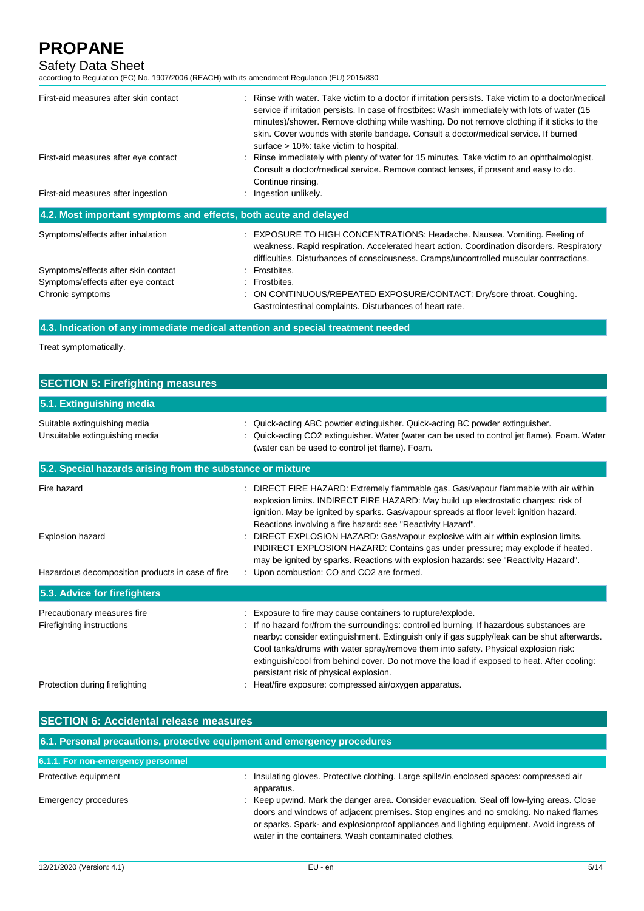| | |
|---|---|
| First-aid measures after skin contact | : Rinse with water. Take victim to a doctor if irritation persists. Take victim to a doctor/medical service if irritation persists. In case of frostbites: Wash immediately with lots of water (15 minutes)/shower. Remove clothing while washing. Do not remove clothing if it sticks to the skin. Cover wounds with sterile bandage. Consult a doctor/medical service. If burned surface > 10%: take victim to hospital. |
| First-aid measures after eye contact | : Rinse immediately with plenty of water for 15 minutes. Take victim to an ophthalmologist. Consult a doctor/medical service. Remove contact lenses, if present and easy to do. Continue rinsing. |
| First-aid measures after ingestion | : Ingestion unlikely. |

### 4.2. Most important symptoms and effects, both acute and delayed

| | |
|---|---|
| Symptoms/effects after inhalation | : EXPOSURE TO HIGH CONCENTRATIONS: Headache. Nausea. Vomiting. Feeling of weakness. Rapid respiration. Accelerated heart action. Coordination disorders. Respiratory difficulties. Disturbances of consciousness. Cramps/uncontrolled muscular contractions. |
| Symptoms/effects after skin contact | : Frostbites. |
| Symptoms/effects after eye contact | : Frostbites. |
| Chronic symptoms | : ON CONTINUOUS/REPEATED EXPOSURE/CONTACT: Dry/sore throat. Coughing. Gastrointestinal complaints. Disturbances of heart rate. |

### 4.3. Indication of any immediate medical attention and special treatment needed

Treat symptomatically.

## SECTION 5: Firefighting measures

### 5.1. Extinguishing media

| | |
|---|---|
| Suitable extinguishing media | : Quick-acting ABC powder extinguisher. Quick-acting BC powder extinguisher. |
| Unsuitable extinguishing media | : Quick-acting CO2 extinguisher. Water (water can be used to control jet flame). Foam. Water (water can be used to control jet flame). Foam. |

### 5.2. Special hazards arising from the substance or mixture

| | |
|---|---|
| Fire hazard | : DIRECT FIRE HAZARD: Extremely flammable gas. Gas/vapour flammable with air within explosion limits. INDIRECT FIRE HAZARD: May build up electrostatic charges: risk of ignition. May be ignited by sparks. Gas/vapour spreads at floor level: ignition hazard. Reactions involving a fire hazard: see "Reactivity Hazard". |
| Explosion hazard | : DIRECT EXPLOSION HAZARD: Gas/vapour explosive with air within explosion limits. INDIRECT EXPLOSION HAZARD: Contains gas under pressure; may explode if heated. may be ignited by sparks. Reactions with explosion hazards: see "Reactivity Hazard". |
| Hazardous decomposition products in case of fire | : Upon combustion: CO and CO2 are formed. |

### 5.3. Advice for firefighters

| | |
|---|---|
| Precautionary measures fire | : Exposure to fire may cause containers to rupture/explode. |
| Firefighting instructions | : If no hazard for/from the surroundings: controlled burning. If hazardous substances are nearby: consider extinguishment. Extinguish only if gas supply/leak can be shut afterwards. Cool tanks/drums with water spray/remove them into safety. Physical explosion risk: extinguish/cool from behind cover. Do not move the load if exposed to heat. After cooling: persistant risk of physical explosion. |
| Protection during firefighting | : Heat/fire exposure: compressed air/oxygen apparatus. |

## SECTION 6: Accidental release measures

### 6.1. Personal precautions, protective equipment and emergency procedures

#### 6.1.1. For non-emergency personnel

| | |
|---|---|
| Protective equipment | : Insulating gloves. Protective clothing. Large spills/in enclosed spaces: compressed air apparatus. |
| Emergency procedures | : Keep upwind. Mark the danger area. Consider evacuation. Seal off low-lying areas. Close doors and windows of adjacent premises. Stop engines and no smoking. No naked flames or sparks. Spark- and explosionproof appliances and lighting equipment. Avoid ingress of water in the containers. Wash contaminated clothes. |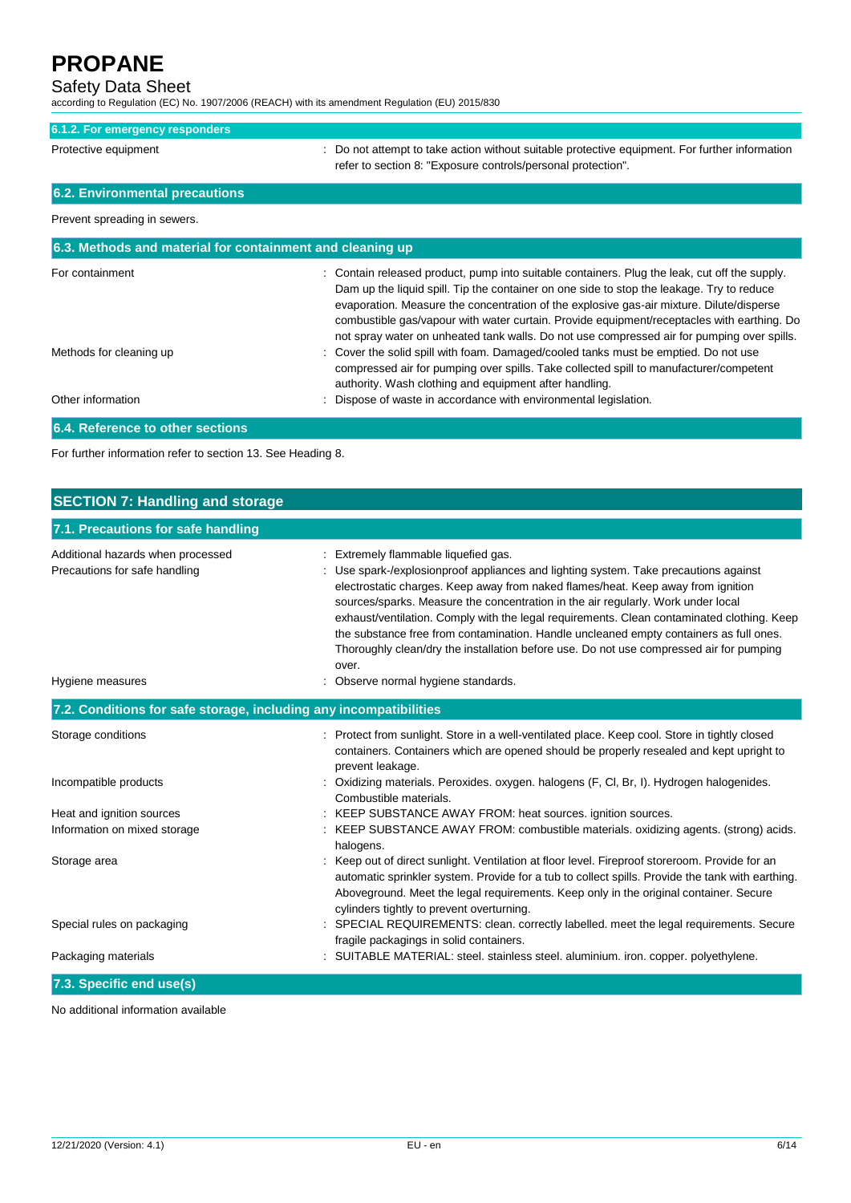#### 6.1.2. For emergency responders

| | |
|---|---|
| Protective equipment | : Do not attempt to take action without suitable protective equipment. For further information refer to section 8: "Exposure controls/personal protection". |

### 6.2. Environmental precautions

Prevent spreading in sewers.

### 6.3. Methods and material for containment and cleaning up

| | |
|---|---|
| For containment | : Contain released product, pump into suitable containers. Plug the leak, cut off the supply. Dam up the liquid spill. Tip the container on one side to stop the leakage. Try to reduce evaporation. Measure the concentration of the explosive gas-air mixture. Dilute/disperse combustible gas/vapour with water curtain. Provide equipment/receptacles with earthing. Do not spray water on unheated tank walls. Do not use compressed air for pumping over spills. |
| Methods for cleaning up | : Cover the solid spill with foam. Damaged/cooled tanks must be emptied. Do not use compressed air for pumping over spills. Take collected spill to manufacturer/competent authority. Wash clothing and equipment after handling. |
| Other information | : Dispose of waste in accordance with environmental legislation. |

### 6.4. Reference to other sections

For further information refer to section 13. See Heading 8.

## SECTION 7: Handling and storage

### 7.1. Precautions for safe handling

| | |
|---|---|
| Additional hazards when processed | : Extremely flammable liquefied gas. |
| Precautions for safe handling | : Use spark-/explosionproof appliances and lighting system. Take precautions against electrostatic charges. Keep away from naked flames/heat. Keep away from ignition sources/sparks. Measure the concentration in the air regularly. Work under local exhaust/ventilation. Comply with the legal requirements. Clean contaminated clothing. Keep the substance free from contamination. Handle uncleaned empty containers as full ones. Thoroughly clean/dry the installation before use. Do not use compressed air for pumping over. |
| Hygiene measures | : Observe normal hygiene standards. |

### 7.2. Conditions for safe storage, including any incompatibilities

| | |
|---|---|
| Storage conditions | : Protect from sunlight. Store in a well-ventilated place. Keep cool. Store in tightly closed containers. Containers which are opened should be properly resealed and kept upright to prevent leakage. |
| Incompatible products | : Oxidizing materials. Peroxides. oxygen. halogens (F, Cl, Br, I). Hydrogen halogenides. Combustible materials. |
| Heat and ignition sources | : KEEP SUBSTANCE AWAY FROM: heat sources. ignition sources. |
| Information on mixed storage | : KEEP SUBSTANCE AWAY FROM: combustible materials. oxidizing agents. (strong) acids. halogens. |
| Storage area | : Keep out of direct sunlight. Ventilation at floor level. Fireproof storeroom. Provide for an automatic sprinkler system. Provide for a tub to collect spills. Provide the tank with earthing. Aboveground. Meet the legal requirements. Keep only in the original container. Secure cylinders tightly to prevent overturning. |
| Special rules on packaging | : SPECIAL REQUIREMENTS: clean. correctly labelled. meet the legal requirements. Secure fragile packagings in solid containers. |
| Packaging materials | : SUITABLE MATERIAL: steel. stainless steel. aluminium. iron. copper. polyethylene. |

### 7.3. Specific end use(s)

No additional information available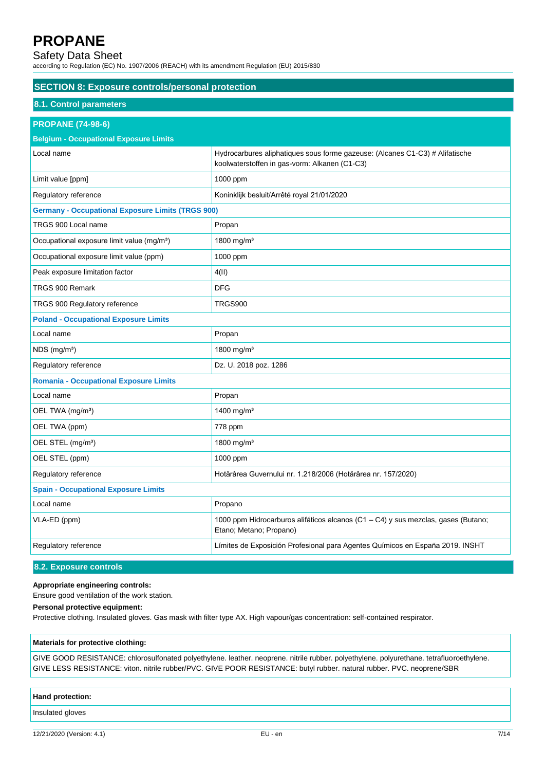## SECTION 8: Exposure controls/personal protection

### 8.1. Control parameters

| PROPANE (74-98-6) | |
|---|---|
| **Belgium - Occupational Exposure Limits** | |
| Local name | Hydrocarbures aliphatiques sous forme gazeuse: (Alcanes C1-C3) # Alifatische koolwaterstoffen in gas-vorm: Alkanen (C1-C3) |
| Limit value [ppm] | 1000 ppm |
| Regulatory reference | Koninklijk besluit/Arrêté royal 21/01/2020 |
| **Germany - Occupational Exposure Limits (TRGS 900)** | |
| TRGS 900 Local name | Propan |
| Occupational exposure limit value (mg/m³) | 1800 mg/m³ |
| Occupational exposure limit value (ppm) | 1000 ppm |
| Peak exposure limitation factor | 4(II) |
| TRGS 900 Remark | DFG |
| TRGS 900 Regulatory reference | TRGS900 |
| **Poland - Occupational Exposure Limits** | |
| Local name | Propan |
| NDS (mg/m³) | 1800 mg/m³ |
| Regulatory reference | Dz. U. 2018 poz. 1286 |
| **Romania - Occupational Exposure Limits** | |
| Local name | Propan |
| OEL TWA (mg/m³) | 1400 mg/m³ |
| OEL TWA (ppm) | 778 ppm |
| OEL STEL (mg/m³) | 1800 mg/m³ |
| OEL STEL (ppm) | 1000 ppm |
| Regulatory reference | Hotărârea Guvernului nr. 1.218/2006 (Hotărârea nr. 157/2020) |
| **Spain - Occupational Exposure Limits** | |
| Local name | Propano |
| VLA-ED (ppm) | 1000 ppm Hidrocarburos alifáticos alcanos (C1 – C4) y sus mezclas, gases (Butano; Etano; Metano; Propano) |
| Regulatory reference | Límites de Exposición Profesional para Agentes Químicos en España 2019. INSHT |

### 8.2. Exposure controls

**Appropriate engineering controls:**

Ensure good ventilation of the work station.

**Personal protective equipment:**

Protective clothing. Insulated gloves. Gas mask with filter type AX. High vapour/gas concentration: self-contained respirator.

| Materials for protective clothing: |
|---|
| GIVE GOOD RESISTANCE: chlorosulfonated polyethylene. leather. neoprene. nitrile rubber. polyethylene. polyurethane. tetrafluoroethylene. GIVE LESS RESISTANCE: viton. nitrile rubber/PVC. GIVE POOR RESISTANCE: butyl rubber. natural rubber. PVC. neoprene/SBR |

| Hand protection: |
|---|
| Insulated gloves |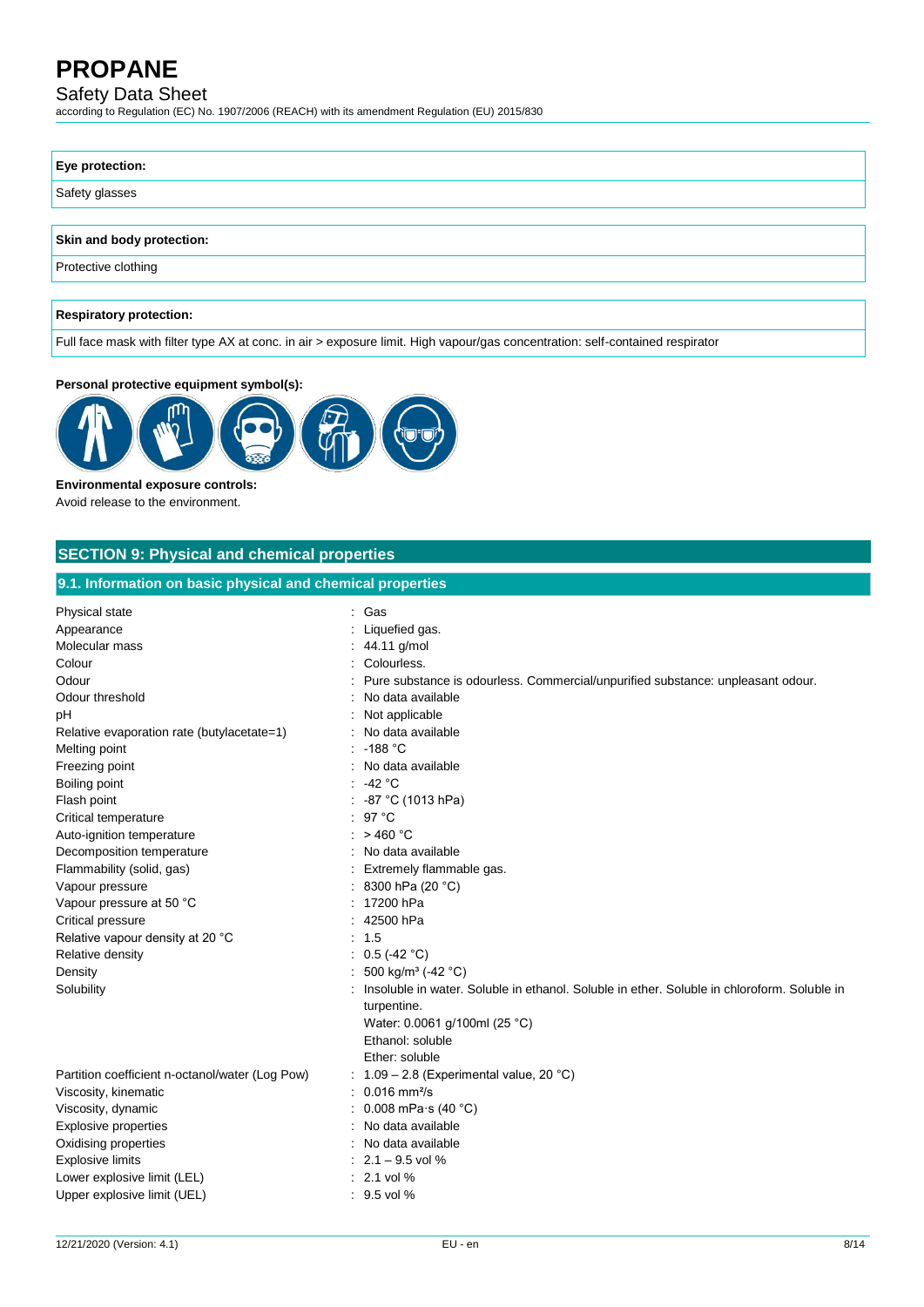| Eye protection: |
| --- |
| Safety glasses |

| Skin and body protection: |
| --- |
| Protective clothing |

| Respiratory protection: |
| --- |
| Full face mask with filter type AX at conc. in air > exposure limit. High vapour/gas concentration: self-contained respirator |

**Personal protective equipment symbol(s):**

**Environmental exposure controls:**
Avoid release to the environment.

## SECTION 9: Physical and chemical properties

### 9.1. Information on basic physical and chemical properties

| | |
| --- | --- |
| Physical state | : Gas |
| Appearance | : Liquefied gas. |
| Molecular mass | : 44.11 g/mol |
| Colour | : Colourless. |
| Odour | : Pure substance is odourless. Commercial/unpurified substance: unpleasant odour. |
| Odour threshold | : No data available |
| pH | : Not applicable |
| Relative evaporation rate (butylacetate=1) | : No data available |
| Melting point | : -188 °C |
| Freezing point | : No data available |
| Boiling point | : -42 °C |
| Flash point | : -87 °C (1013 hPa) |
| Critical temperature | : 97 °C |
| Auto-ignition temperature | : > 460 °C |
| Decomposition temperature | : No data available |
| Flammability (solid, gas) | : Extremely flammable gas. |
| Vapour pressure | : 8300 hPa (20 °C) |
| Vapour pressure at 50 °C | : 17200 hPa |
| Critical pressure | : 42500 hPa |
| Relative vapour density at 20 °C | : 1.5 |
| Relative density | : 0.5 (-42 °C) |
| Density | : 500 kg/m³ (-42 °C) |
| Solubility | : Insoluble in water. Soluble in ethanol. Soluble in ether. Soluble in chloroform. Soluble in turpentine.<br>Water: 0.0061 g/100ml (25 °C)<br>Ethanol: soluble<br>Ether: soluble |
| Partition coefficient n-octanol/water (Log Pow) | : 1.09 – 2.8 (Experimental value, 20 °C) |
| Viscosity, kinematic | : 0.016 mm²/s |
| Viscosity, dynamic | : 0.008 mPa·s (40 °C) |
| Explosive properties | : No data available |
| Oxidising properties | : No data available |
| Explosive limits | : 2.1 – 9.5 vol % |
| Lower explosive limit (LEL) | : 2.1 vol % |
| Upper explosive limit (UEL) | : 9.5 vol % |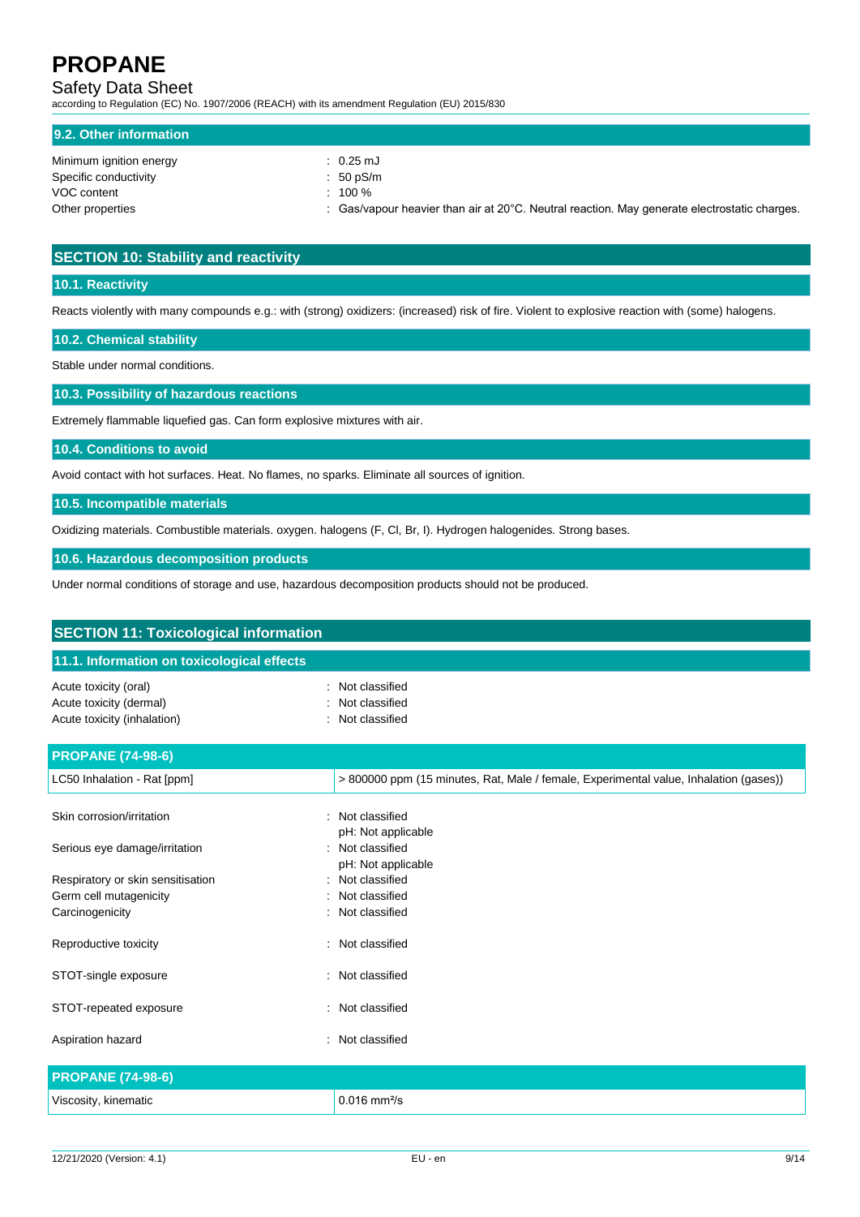### 9.2. Other information

| | |
|---|---|
| Minimum ignition energy | : 0.25 mJ |
| Specific conductivity | : 50 pS/m |
| VOC content | : 100 % |
| Other properties | : Gas/vapour heavier than air at 20°C. Neutral reaction. May generate electrostatic charges. |

## SECTION 10: Stability and reactivity

### 10.1. Reactivity

Reacts violently with many compounds e.g.: with (strong) oxidizers: (increased) risk of fire. Violent to explosive reaction with (some) halogens.

### 10.2. Chemical stability

Stable under normal conditions.

### 10.3. Possibility of hazardous reactions

Extremely flammable liquefied gas. Can form explosive mixtures with air.

### 10.4. Conditions to avoid

Avoid contact with hot surfaces. Heat. No flames, no sparks. Eliminate all sources of ignition.

### 10.5. Incompatible materials

Oxidizing materials. Combustible materials. oxygen. halogens (F, Cl, Br, I). Hydrogen halogenides. Strong bases.

### 10.6. Hazardous decomposition products

Under normal conditions of storage and use, hazardous decomposition products should not be produced.

## SECTION 11: Toxicological information

### 11.1. Information on toxicological effects

| | |
|---|---|
| Acute toxicity (oral) | : Not classified |
| Acute toxicity (dermal) | : Not classified |
| Acute toxicity (inhalation) | : Not classified |

| PROPANE (74-98-6) | |
|---|---|
| LC50 Inhalation - Rat [ppm] | > 800000 ppm (15 minutes, Rat, Male / female, Experimental value, Inhalation (gases)) |

| | |
|---|---|
| Skin corrosion/irritation | : Not classified<br>pH: Not applicable |
| Serious eye damage/irritation | : Not classified<br>pH: Not applicable |
| Respiratory or skin sensitisation | : Not classified |
| Germ cell mutagenicity | : Not classified |
| Carcinogenicity | : Not classified |
| Reproductive toxicity | : Not classified |
| STOT-single exposure | : Not classified |
| STOT-repeated exposure | : Not classified |
| Aspiration hazard | : Not classified |

| PROPANE (74-98-6) | |
|---|---|
| Viscosity, kinematic | 0.016 $mm^2/s$ |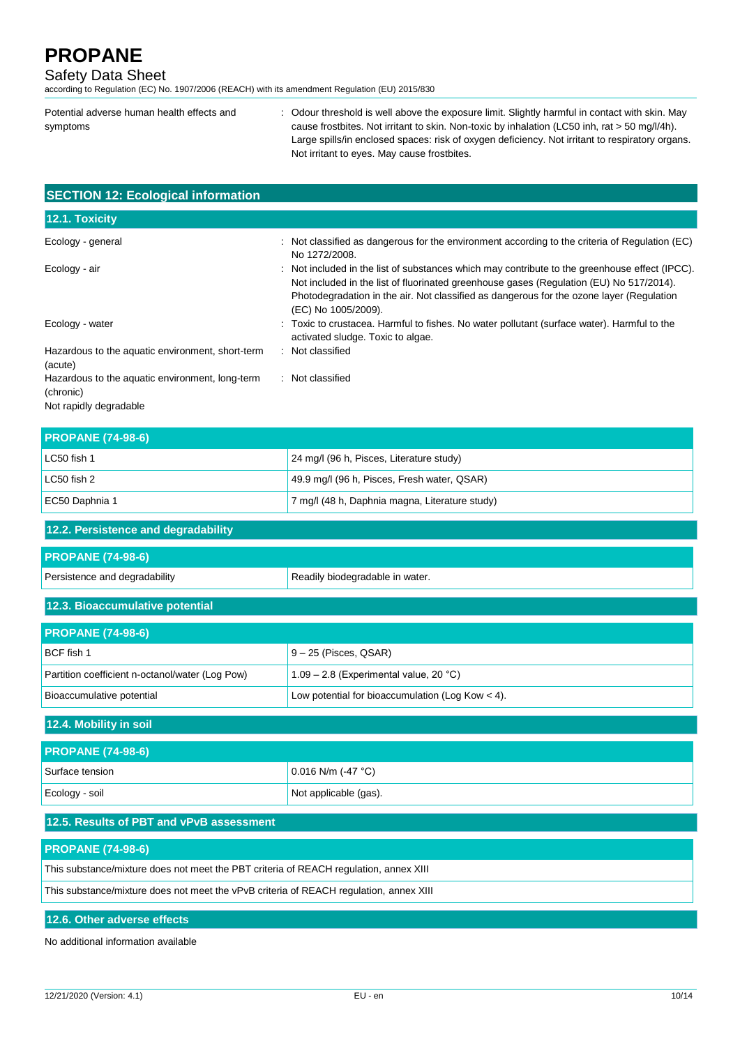| | |
|---|---|
| Potential adverse human health effects and symptoms | : Odour threshold is well above the exposure limit. Slightly harmful in contact with skin. May cause frostbites. Not irritant to skin. Non-toxic by inhalation (LC50 inh, rat > 50 mg/l/4h). Large spills/in enclosed spaces: risk of oxygen deficiency. Not irritant to respiratory organs. Not irritant to eyes. May cause frostbites. |

## SECTION 12: Ecological information

### 12.1. Toxicity

| | |
|---|---|
| Ecology - general | : Not classified as dangerous for the environment according to the criteria of Regulation (EC) No 1272/2008. |
| Ecology - air | : Not included in the list of substances which may contribute to the greenhouse effect (IPCC). Not included in the list of fluorinated greenhouse gases (Regulation (EU) No 517/2014). Photodegradation in the air. Not classified as dangerous for the ozone layer (Regulation (EC) No 1005/2009). |
| Ecology - water | : Toxic to crustacea. Harmful to fishes. No water pollutant (surface water). Harmful to the activated sludge. Toxic to algae. |
| Hazardous to the aquatic environment, short-term (acute) | : Not classified |
| Hazardous to the aquatic environment, long-term (chronic) | : Not classified |

Not rapidly degradable

| PROPANE (74-98-6) | |
|---|---|
| LC50 fish 1 | 24 mg/l (96 h, Pisces, Literature study) |
| LC50 fish 2 | 49.9 mg/l (96 h, Pisces, Fresh water, QSAR) |
| EC50 Daphnia 1 | 7 mg/l (48 h, Daphnia magna, Literature study) |

### 12.2. Persistence and degradability

| PROPANE (74-98-6) | |
|---|---|
| Persistence and degradability | Readily biodegradable in water. |

### 12.3. Bioaccumulative potential

| PROPANE (74-98-6) | |
|---|---|
| BCF fish 1 | 9 – 25 (Pisces, QSAR) |
| Partition coefficient n-octanol/water (Log Pow) | 1.09 – 2.8 (Experimental value, 20 °C) |
| Bioaccumulative potential | Low potential for bioaccumulation (Log Kow < 4). |

### 12.4. Mobility in soil

| PROPANE (74-98-6) | |
|---|---|
| Surface tension | 0.016 N/m (-47 °C) |
| Ecology - soil | Not applicable (gas). |

### 12.5. Results of PBT and vPvB assessment

| PROPANE (74-98-6) |
|---|
| This substance/mixture does not meet the PBT criteria of REACH regulation, annex XIII |
| This substance/mixture does not meet the vPvB criteria of REACH regulation, annex XIII |

### 12.6. Other adverse effects

No additional information available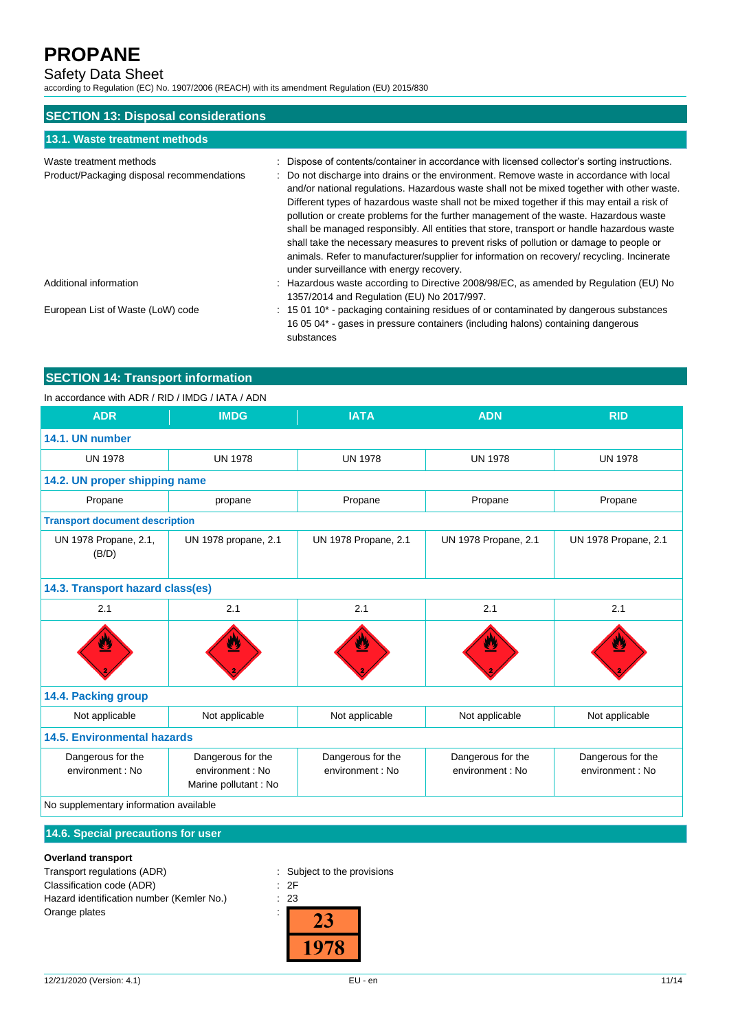## SECTION 13: Disposal considerations

### 13.1. Waste treatment methods

| | |
|---|---|
| Waste treatment methods | : Dispose of contents/container in accordance with licensed collector's sorting instructions. |
| Product/Packaging disposal recommendations | : Do not discharge into drains or the environment. Remove waste in accordance with local and/or national regulations. Hazardous waste shall not be mixed together with other waste. Different types of hazardous waste shall not be mixed together if this may entail a risk of pollution or create problems for the further management of the waste. Hazardous waste shall be managed responsibly. All entities that store, transport or handle hazardous waste shall take the necessary measures to prevent risks of pollution or damage to people or animals. Refer to manufacturer/supplier for information on recovery/ recycling. Incinerate under surveillance with energy recovery. |
| Additional information | : Hazardous waste according to Directive 2008/98/EC, as amended by Regulation (EU) No 1357/2014 and Regulation (EU) No 2017/997. |
| European List of Waste (LoW) code | : 15 01 10* - packaging containing residues of or contaminated by dangerous substances<br>16 05 04* - gases in pressure containers (including halons) containing dangerous substances |

## SECTION 14: Transport information

In accordance with ADR / RID / IMDG / IATA / ADN

| ADR | IMDG | IATA | ADN | RID |
|---|---|---|---|---|
| **14.1. UN number** | | | | |
| UN 1978 | UN 1978 | UN 1978 | UN 1978 | UN 1978 |
| **14.2. UN proper shipping name** | | | | |
| Propane | propane | Propane | Propane | Propane |
| **Transport document description** | | | | |
| UN 1978 Propane, 2.1, (B/D) | UN 1978 propane, 2.1 | UN 1978 Propane, 2.1 | UN 1978 Propane, 2.1 | UN 1978 Propane, 2.1 |
| **14.3. Transport hazard class(es)** | | | | |
| 2.1 | 2.1 | 2.1 | 2.1 | 2.1 |
| **14.4. Packing group** | | | | |
| Not applicable | Not applicable | Not applicable | Not applicable | Not applicable |
| **14.5. Environmental hazards** | | | | |
| Dangerous for the environment : No | Dangerous for the environment : No<br>Marine pollutant : No | Dangerous for the environment : No | Dangerous for the environment : No | Dangerous for the environment : No |
| No supplementary information available | | | | |

### 14.6. Special precautions for user

**Overland transport**

| | |
|---|---|
| Transport regulations (ADR) | : Subject to the provisions |
| Classification code (ADR) | : 2F |
| Hazard identification number (Kemler No.) | : 23 |
| Orange plates | : 23 / 1978 |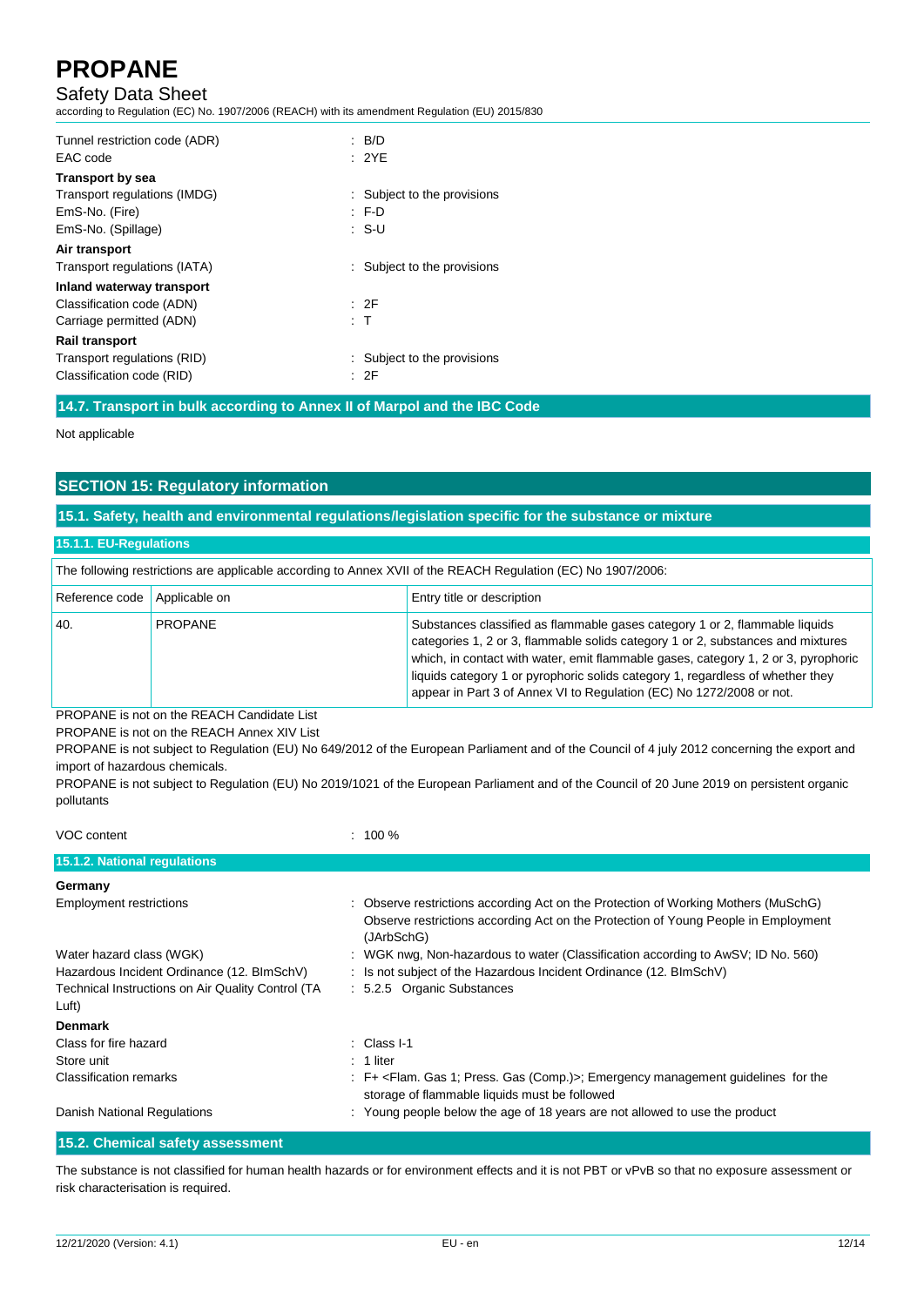Tunnel restriction code (ADR) : B/D
EAC code : 2YE

**Transport by sea**

Transport regulations (IMDG) : Subject to the provisions
EmS-No. (Fire) : F-D
EmS-No. (Spillage) : S-U

**Air transport**

Transport regulations (IATA) : Subject to the provisions

**Inland waterway transport**

Classification code (ADN) : 2F
Carriage permitted (ADN) : T

**Rail transport**

Transport regulations (RID) : Subject to the provisions
Classification code (RID) : 2F

### 14.7. Transport in bulk according to Annex II of Marpol and the IBC Code

Not applicable

## SECTION 15: Regulatory information

### 15.1. Safety, health and environmental regulations/legislation specific for the substance or mixture

#### 15.1.1. EU-Regulations

The following restrictions are applicable according to Annex XVII of the REACH Regulation (EC) No 1907/2006:

| Reference code | Applicable on | Entry title or description |
|---|---|---|
| 40. | PROPANE | Substances classified as flammable gases category 1 or 2, flammable liquids categories 1, 2 or 3, flammable solids category 1 or 2, substances and mixtures which, in contact with water, emit flammable gases, category 1, 2 or 3, pyrophoric liquids category 1 or pyrophoric solids category 1, regardless of whether they appear in Part 3 of Annex VI to Regulation (EC) No 1272/2008 or not. |

PROPANE is not on the REACH Candidate List
PROPANE is not on the REACH Annex XIV List
PROPANE is not subject to Regulation (EU) No 649/2012 of the European Parliament and of the Council of 4 july 2012 concerning the export and import of hazardous chemicals.
PROPANE is not subject to Regulation (EU) No 2019/1021 of the European Parliament and of the Council of 20 June 2019 on persistent organic pollutants

VOC content : 100 %

#### 15.1.2. National regulations

**Germany**

Employment restrictions : Observe restrictions according Act on the Protection of Working Mothers (MuSchG)
Observe restrictions according Act on the Protection of Young People in Employment (JArbSchG)
Water hazard class (WGK) : WGK nwg, Non-hazardous to water (Classification according to AwSV; ID No. 560)
Hazardous Incident Ordinance (12. BImSchV) : Is not subject of the Hazardous Incident Ordinance (12. BImSchV)
Technical Instructions on Air Quality Control (TA Luft) : 5.2.5 Organic Substances

**Denmark**

Class for fire hazard : Class I-1
Store unit : 1 liter
Classification remarks : F+ <Flam. Gas 1; Press. Gas (Comp.)>; Emergency management guidelines for the storage of flammable liquids must be followed
Danish National Regulations : Young people below the age of 18 years are not allowed to use the product

### 15.2. Chemical safety assessment

The substance is not classified for human health hazards or for environment effects and it is not PBT or vPvB so that no exposure assessment or risk characterisation is required.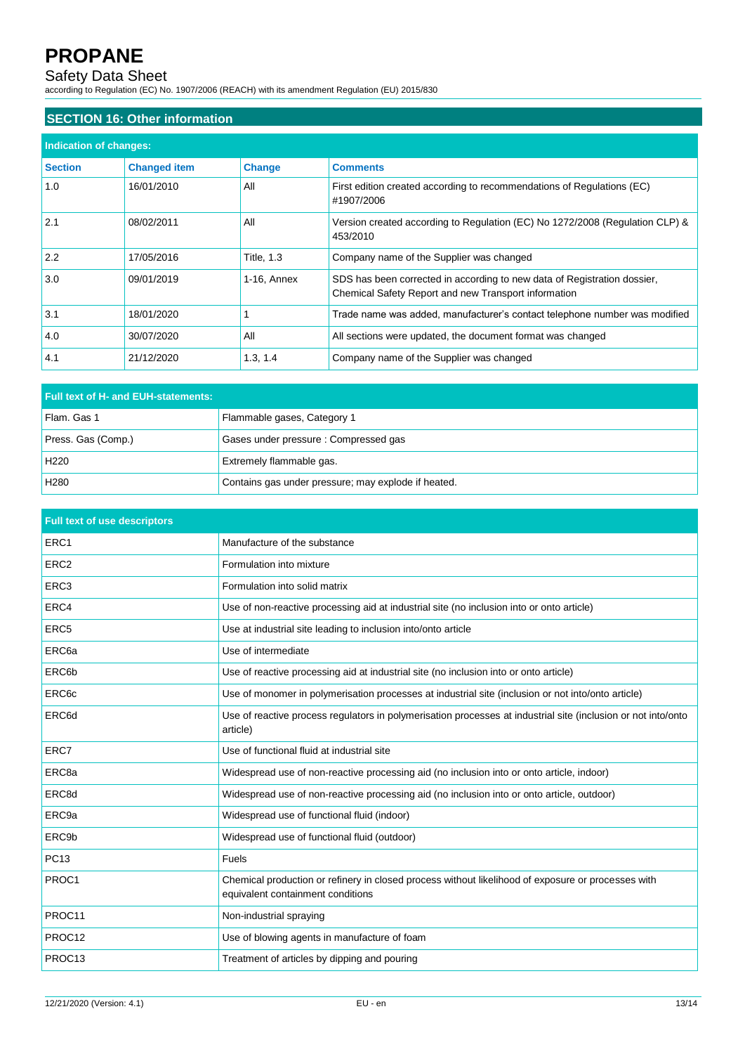## SECTION 16: Other information

| Indication of changes: | | | |
|---|---|---|---|
| **Section** | **Changed item** | **Change** | **Comments** |
| 1.0 | 16/01/2010 | All | First edition created according to recommendations of Regulations (EC) #1907/2006 |
| 2.1 | 08/02/2011 | All | Version created according to Regulation (EC) No 1272/2008 (Regulation CLP) & 453/2010 |
| 2.2 | 17/05/2016 | Title, 1.3 | Company name of the Supplier was changed |
| 3.0 | 09/01/2019 | 1-16, Annex | SDS has been corrected in according to new data of Registration dossier, Chemical Safety Report and new Transport information |
| 3.1 | 18/01/2020 | 1 | Trade name was added, manufacturer's contact telephone number was modified |
| 4.0 | 30/07/2020 | All | All sections were updated, the document format was changed |
| 4.1 | 21/12/2020 | 1.3, 1.4 | Company name of the Supplier was changed |

| Full text of H- and EUH-statements: | |
|---|---|
| Flam. Gas 1 | Flammable gases, Category 1 |
| Press. Gas (Comp.) | Gases under pressure : Compressed gas |
| H220 | Extremely flammable gas. |
| H280 | Contains gas under pressure; may explode if heated. |

| Full text of use descriptors | |
|---|---|
| ERC1 | Manufacture of the substance |
| ERC2 | Formulation into mixture |
| ERC3 | Formulation into solid matrix |
| ERC4 | Use of non-reactive processing aid at industrial site (no inclusion into or onto article) |
| ERC5 | Use at industrial site leading to inclusion into/onto article |
| ERC6a | Use of intermediate |
| ERC6b | Use of reactive processing aid at industrial site (no inclusion into or onto article) |
| ERC6c | Use of monomer in polymerisation processes at industrial site (inclusion or not into/onto article) |
| ERC6d | Use of reactive process regulators in polymerisation processes at industrial site (inclusion or not into/onto article) |
| ERC7 | Use of functional fluid at industrial site |
| ERC8a | Widespread use of non-reactive processing aid (no inclusion into or onto article, indoor) |
| ERC8d | Widespread use of non-reactive processing aid (no inclusion into or onto article, outdoor) |
| ERC9a | Widespread use of functional fluid (indoor) |
| ERC9b | Widespread use of functional fluid (outdoor) |
| PC13 | Fuels |
| PROC1 | Chemical production or refinery in closed process without likelihood of exposure or processes with equivalent containment conditions |
| PROC11 | Non-industrial spraying |
| PROC12 | Use of blowing agents in manufacture of foam |
| PROC13 | Treatment of articles by dipping and pouring |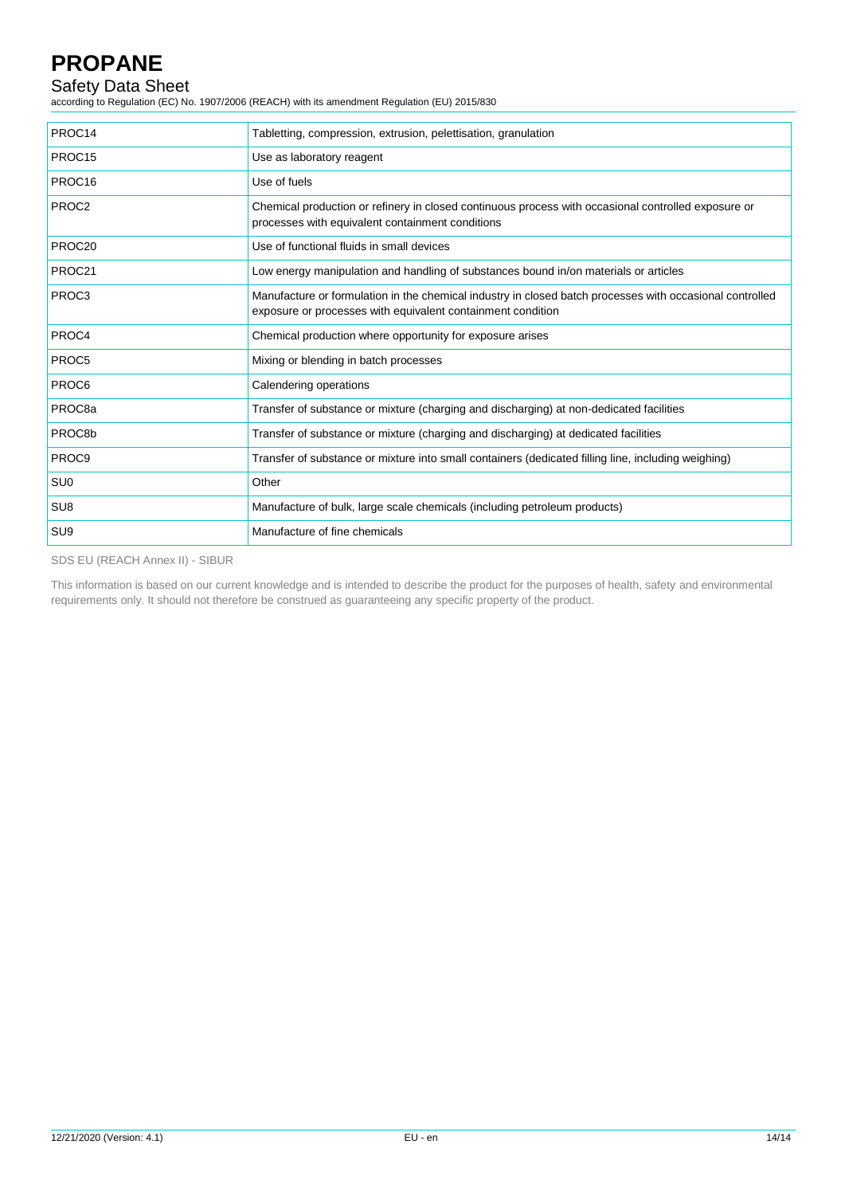| | |
|---|---|
| PROC14 | Tabletting, compression, extrusion, pelettisation, granulation |
| PROC15 | Use as laboratory reagent |
| PROC16 | Use of fuels |
| PROC2 | Chemical production or refinery in closed continuous process with occasional controlled exposure or processes with equivalent containment conditions |
| PROC20 | Use of functional fluids in small devices |
| PROC21 | Low energy manipulation and handling of substances bound in/on materials or articles |
| PROC3 | Manufacture or formulation in the chemical industry in closed batch processes with occasional controlled exposure or processes with equivalent containment condition |
| PROC4 | Chemical production where opportunity for exposure arises |
| PROC5 | Mixing or blending in batch processes |
| PROC6 | Calendering operations |
| PROC8a | Transfer of substance or mixture (charging and discharging) at non-dedicated facilities |
| PROC8b | Transfer of substance or mixture (charging and discharging) at dedicated facilities |
| PROC9 | Transfer of substance or mixture into small containers (dedicated filling line, including weighing) |
| SU0 | Other |
| SU8 | Manufacture of bulk, large scale chemicals (including petroleum products) |
| SU9 | Manufacture of fine chemicals |

SDS EU (REACH Annex II) - SIBUR

This information is based on our current knowledge and is intended to describe the product for the purposes of health, safety and environmental requirements only. It should not therefore be construed as guaranteeing any specific property of the product.